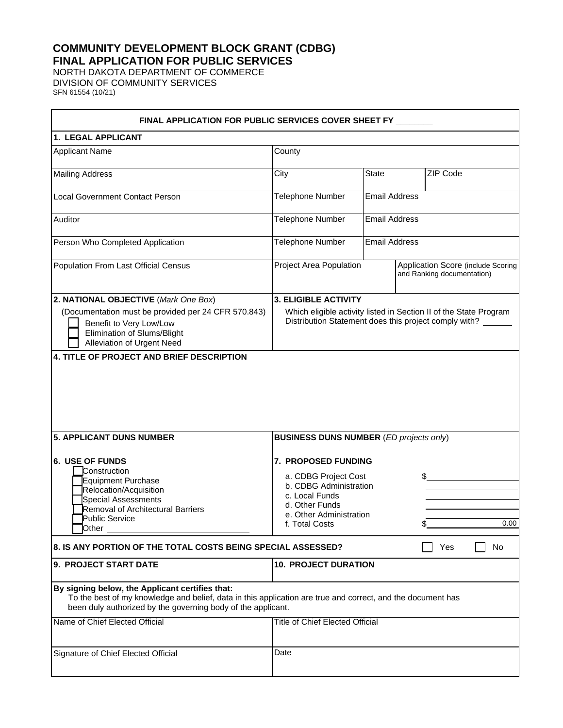# COMMUNITY DEVELOPMENT BLOCK GRANT (CDBG)
## FINAL APPLICATION FOR PUBLIC SERVICES

NORTH DAKOTA DEPARTMENT OF COMMERCE
DIVISION OF COMMUNITY SERVICES
SFN 61554 (10/21)

**FINAL APPLICATION FOR PUBLIC SERVICES COVER SHEET FY _______**

**1. LEGAL APPLICANT**

| Applicant Name | County | | |
|---|---|---|---|
| Mailing Address | City | State | ZIP Code |
| Local Government Contact Person | Telephone Number | Email Address | |
| Auditor | Telephone Number | Email Address | |
| Person Who Completed Application | Telephone Number | Email Address | |
| Population From Last Official Census | Project Area Population | Application Score (include Scoring and Ranking documentation) | |

**2. NATIONAL OBJECTIVE** (*Mark One Box*)

(Documentation must be provided per 24 CFR 570.843)

- ☐ Benefit to Very Low/Low
- ☐ Elimination of Slums/Blight
- ☐ Alleviation of Urgent Need

**3. ELIGIBLE ACTIVITY**

Which eligible activity listed in Section II of the State Program Distribution Statement does this project comply with? ______

**4. TITLE OF PROJECT AND BRIEF DESCRIPTION**

**5. APPLICANT DUNS NUMBER**

**BUSINESS DUNS NUMBER** (*ED projects only*)

**6. USE OF FUNDS**

- ☐ Construction
- ☐ Equipment Purchase
- ☐ Relocation/Acquisition
- ☐ Special Assessments
- ☐ Removal of Architectural Barriers
- ☐ Public Service
- ☐ Other ______________________

**7. PROPOSED FUNDING**

| | |
|---|---|
| a. CDBG Project Cost | $ |
| b. CDBG Administration | |
| c. Local Funds | |
| d. Other Funds | |
| e. Other Administration | |
| f. Total Costs | $ 0.00 |

**8. IS ANY PORTION OF THE TOTAL COSTS BEING SPECIAL ASSESSED?** ☐ Yes ☐ No

**9. PROJECT START DATE**

**10. PROJECT DURATION**

**By signing below, the Applicant certifies that:**

To the best of my knowledge and belief, data in this application are true and correct, and the document has been duly authorized by the governing body of the applicant.

| Name of Chief Elected Official | Title of Chief Elected Official |
|---|---|
| Signature of Chief Elected Official | Date |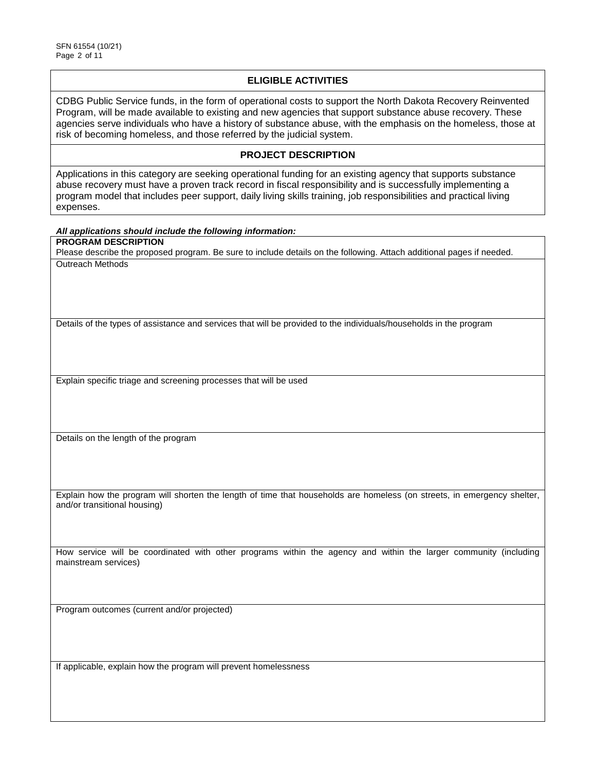## ELIGIBLE ACTIVITIES

CDBG Public Service funds, in the form of operational costs to support the North Dakota Recovery Reinvented Program, will be made available to existing and new agencies that support substance abuse recovery. These agencies serve individuals who have a history of substance abuse, with the emphasis on the homeless, those at risk of becoming homeless, and those referred by the judicial system.

## PROJECT DESCRIPTION

Applications in this category are seeking operational funding for an existing agency that supports substance abuse recovery must have a proven track record in fiscal responsibility and is successfully implementing a program model that includes peer support, daily living skills training, job responsibilities and practical living expenses.

***All applications should include the following information:***

**PROGRAM DESCRIPTION**

Please describe the proposed program. Be sure to include details on the following. Attach additional pages if needed.

Outreach Methods

Details of the types of assistance and services that will be provided to the individuals/households in the program

Explain specific triage and screening processes that will be used

Details on the length of the program

Explain how the program will shorten the length of time that households are homeless (on streets, in emergency shelter, and/or transitional housing)

How service will be coordinated with other programs within the agency and within the larger community (including mainstream services)

Program outcomes (current and/or projected)

If applicable, explain how the program will prevent homelessness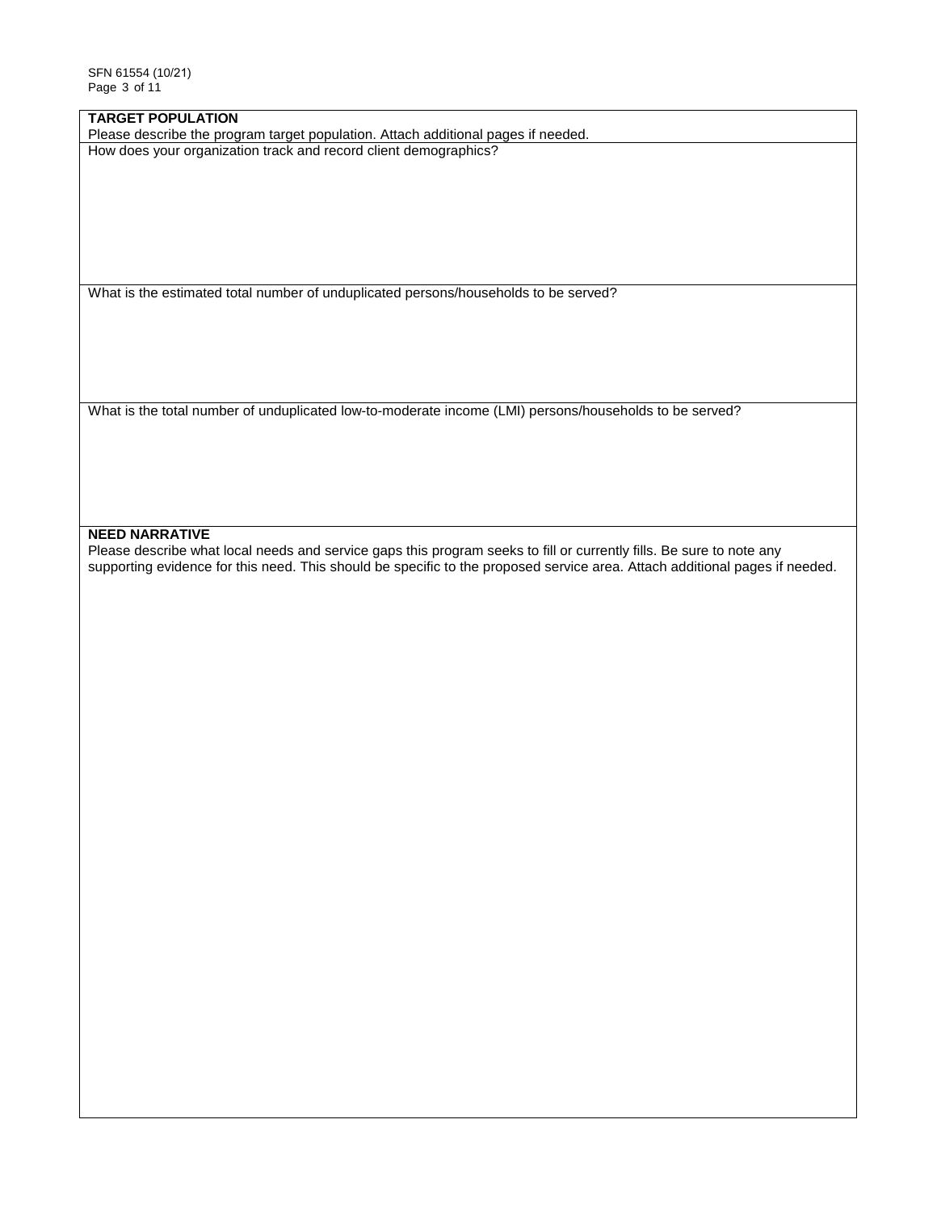**TARGET POPULATION**

Please describe the program target population. Attach additional pages if needed.

How does your organization track and record client demographics?

What is the estimated total number of unduplicated persons/households to be served?

What is the total number of unduplicated low-to-moderate income (LMI) persons/households to be served?

**NEED NARRATIVE**

Please describe what local needs and service gaps this program seeks to fill or currently fills. Be sure to note any supporting evidence for this need. This should be specific to the proposed service area. Attach additional pages if needed.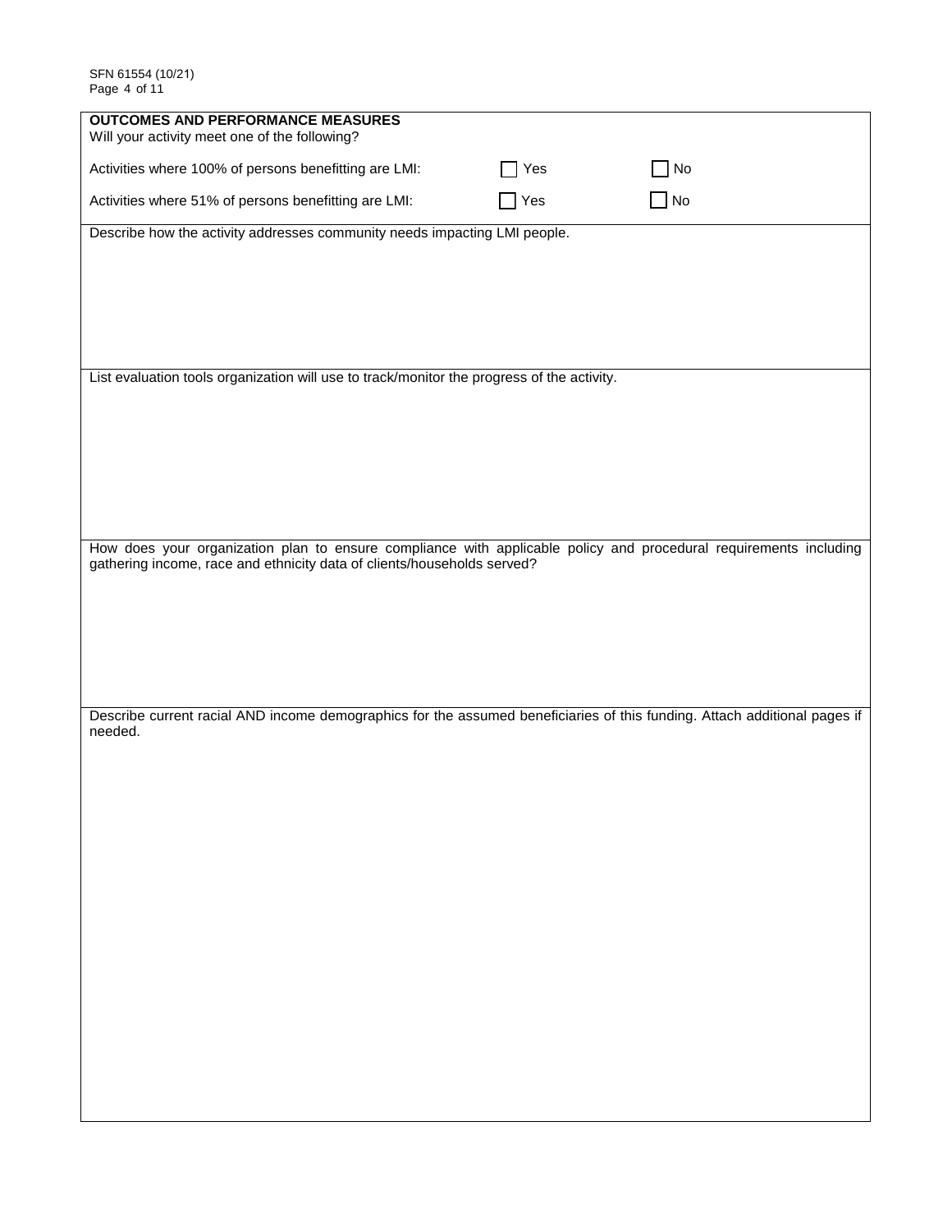## OUTCOMES AND PERFORMANCE MEASURES

Will your activity meet one of the following?

| | | |
|---|---|---|
| Activities where 100% of persons benefitting are LMI: | ☐ Yes | ☐ No |
| Activities where 51% of persons benefitting are LMI: | ☐ Yes | ☐ No |

Describe how the activity addresses community needs impacting LMI people.

List evaluation tools organization will use to track/monitor the progress of the activity.

How does your organization plan to ensure compliance with applicable policy and procedural requirements including gathering income, race and ethnicity data of clients/households served?

Describe current racial AND income demographics for the assumed beneficiaries of this funding. Attach additional pages if needed.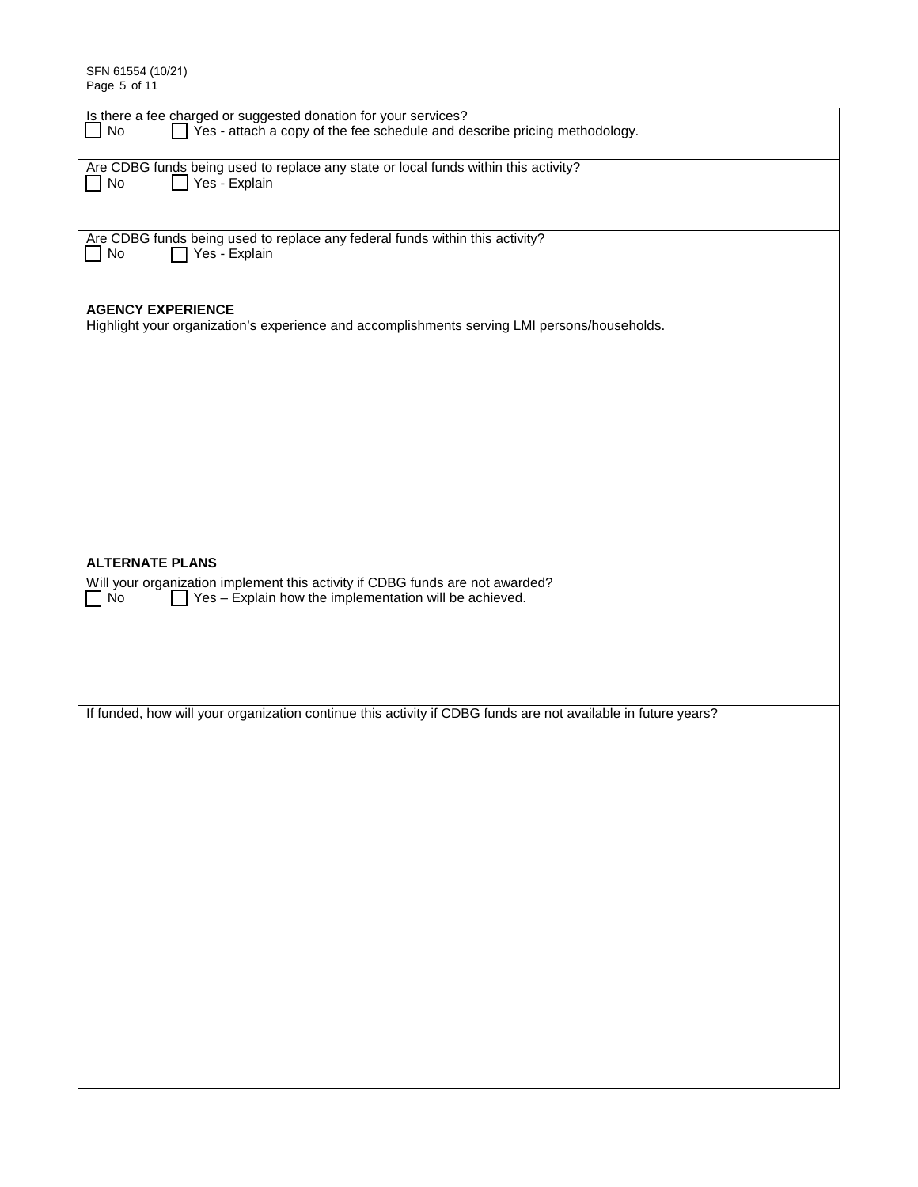Is there a fee charged or suggested donation for your services?

☐ No ☐ Yes - attach a copy of the fee schedule and describe pricing methodology.

Are CDBG funds being used to replace any state or local funds within this activity?

☐ No ☐ Yes - Explain

Are CDBG funds being used to replace any federal funds within this activity?

☐ No ☐ Yes - Explain

## AGENCY EXPERIENCE

Highlight your organization's experience and accomplishments serving LMI persons/households.

## ALTERNATE PLANS

Will your organization implement this activity if CDBG funds are not awarded?

☐ No ☐ Yes – Explain how the implementation will be achieved.

If funded, how will your organization continue this activity if CDBG funds are not available in future years?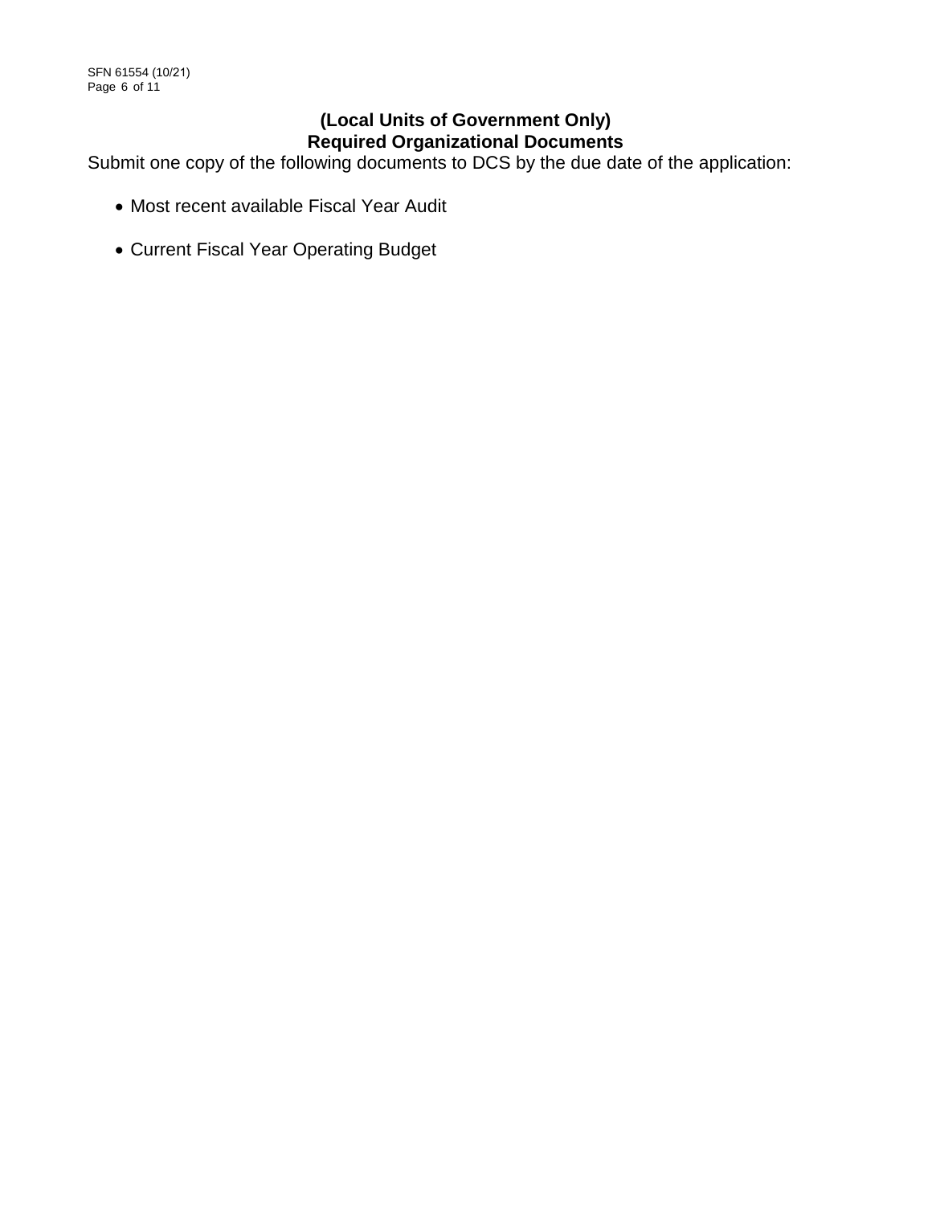## (Local Units of Government Only)
## Required Organizational Documents

Submit one copy of the following documents to DCS by the due date of the application:

- Most recent available Fiscal Year Audit
- Current Fiscal Year Operating Budget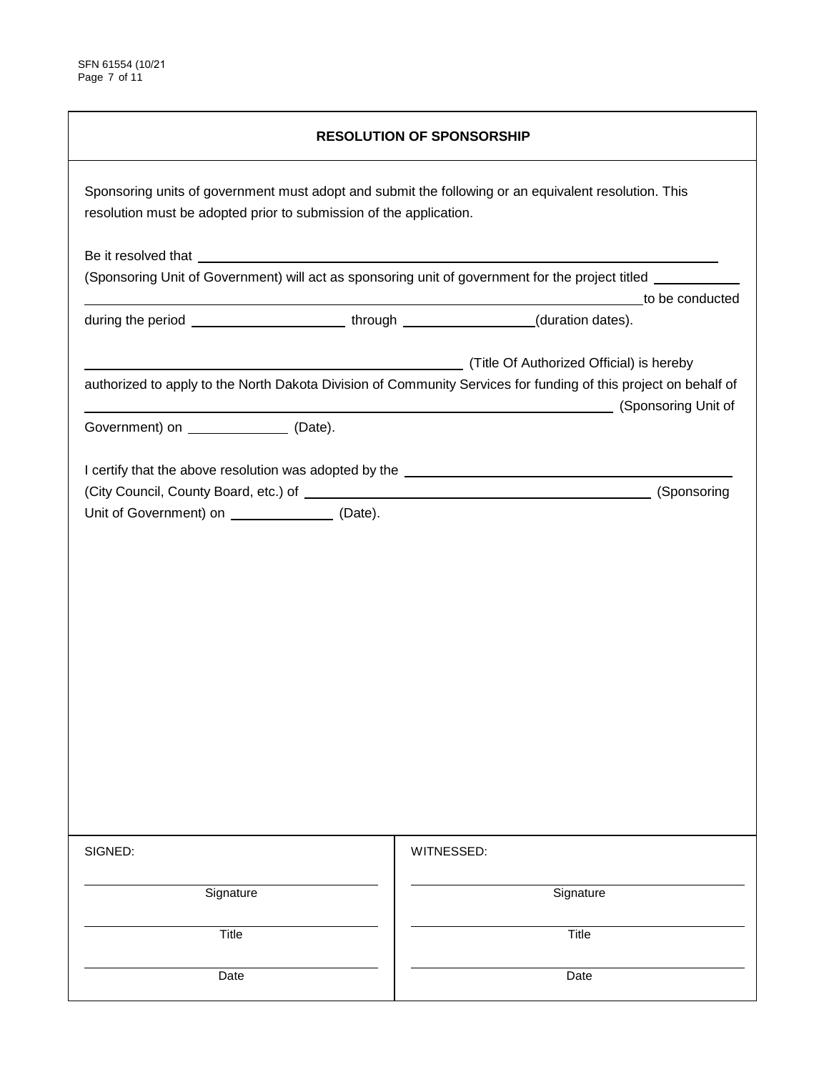## RESOLUTION OF SPONSORSHIP

Sponsoring units of government must adopt and submit the following or an equivalent resolution. This resolution must be adopted prior to submission of the application.

Be it resolved that ______________________________________________________________

(Sponsoring Unit of Government) will act as sponsoring unit of government for the project titled ___________ ____________________________________________________________________________to be conducted during the period ____________________ through _________________(duration dates).

_______________________________________________ (Title Of Authorized Official) is hereby authorized to apply to the North Dakota Division of Community Services for funding of this project on behalf of ______________________________________________________________ (Sponsoring Unit of Government) on _____________ (Date).

I certify that the above resolution was adopted by the ________________________________________ (City Council, County Board, etc.) of ______________________________________________ (Sponsoring Unit of Government) on _____________ (Date).

| SIGNED: | WITNESSED: |
|---|---|
| ______________________ Signature | ______________________ Signature |
| ______________________ Title | ______________________ Title |
| ______________________ Date | ______________________ Date |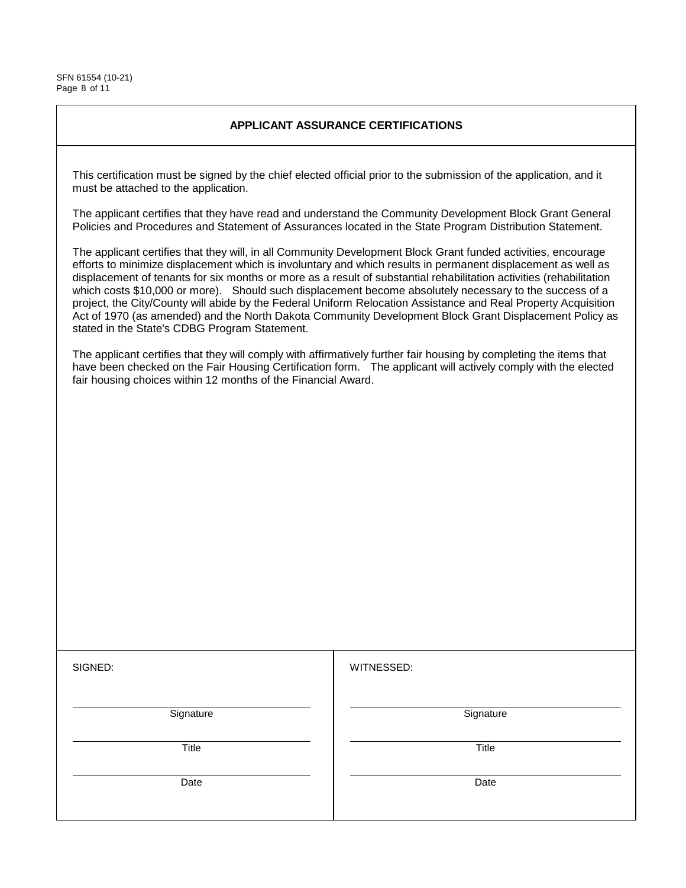## APPLICANT ASSURANCE CERTIFICATIONS

This certification must be signed by the chief elected official prior to the submission of the application, and it must be attached to the application.

The applicant certifies that they have read and understand the Community Development Block Grant General Policies and Procedures and Statement of Assurances located in the State Program Distribution Statement.

The applicant certifies that they will, in all Community Development Block Grant funded activities, encourage efforts to minimize displacement which is involuntary and which results in permanent displacement as well as displacement of tenants for six months or more as a result of substantial rehabilitation activities (rehabilitation which costs $10,000 or more). Should such displacement become absolutely necessary to the success of a project, the City/County will abide by the Federal Uniform Relocation Assistance and Real Property Acquisition Act of 1970 (as amended) and the North Dakota Community Development Block Grant Displacement Policy as stated in the State's CDBG Program Statement.

The applicant certifies that they will comply with affirmatively further fair housing by completing the items that have been checked on the Fair Housing Certification form. The applicant will actively comply with the elected fair housing choices within 12 months of the Financial Award.

| SIGNED: | WITNESSED: |
| --- | --- |
| Signature | Signature |
| Title | Title |
| Date | Date |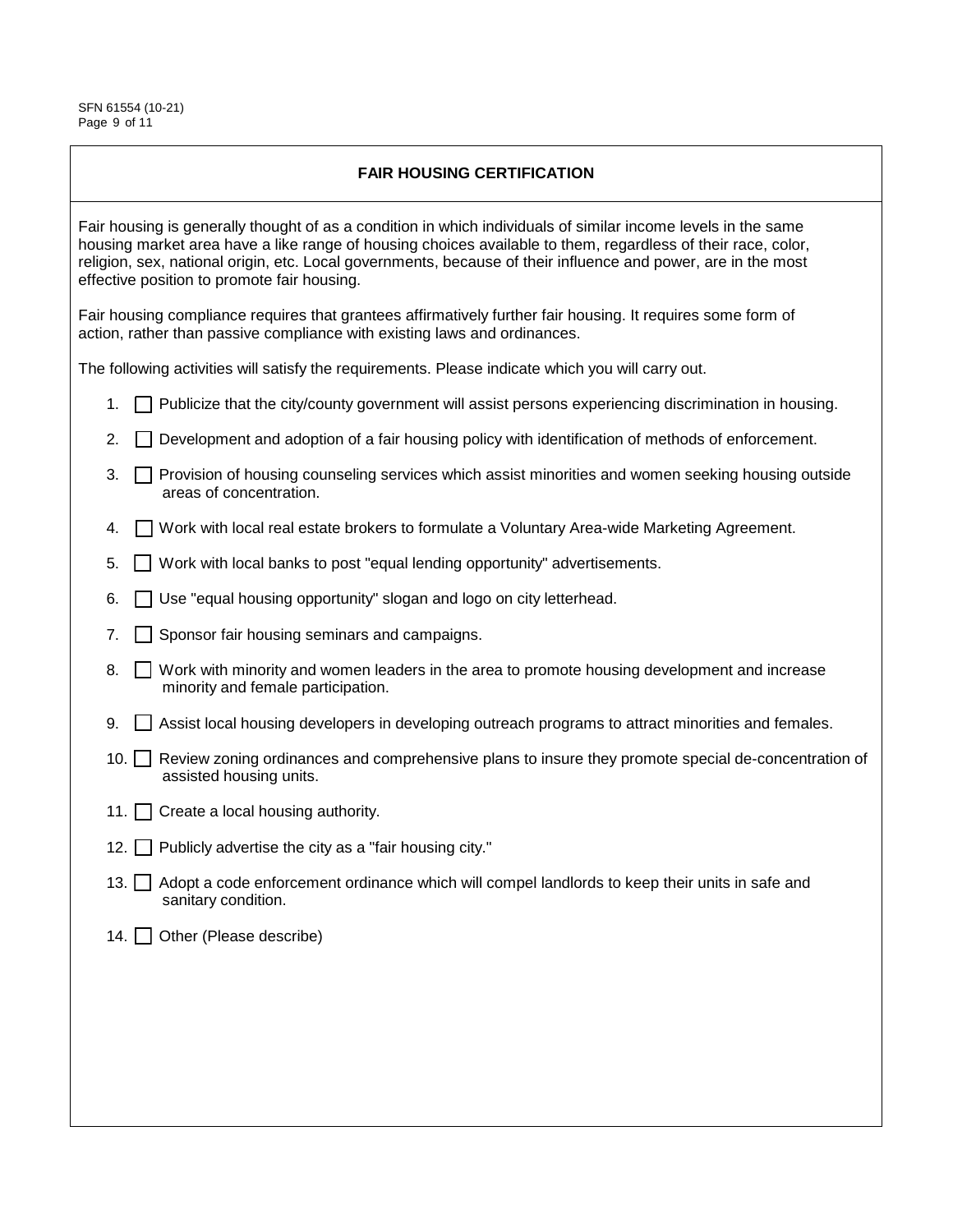## FAIR HOUSING CERTIFICATION

Fair housing is generally thought of as a condition in which individuals of similar income levels in the same housing market area have a like range of housing choices available to them, regardless of their race, color, religion, sex, national origin, etc. Local governments, because of their influence and power, are in the most effective position to promote fair housing.

Fair housing compliance requires that grantees affirmatively further fair housing. It requires some form of action, rather than passive compliance with existing laws and ordinances.

The following activities will satisfy the requirements. Please indicate which you will carry out.

1. ☐ Publicize that the city/county government will assist persons experiencing discrimination in housing.
2. ☐ Development and adoption of a fair housing policy with identification of methods of enforcement.
3. ☐ Provision of housing counseling services which assist minorities and women seeking housing outside areas of concentration.
4. ☐ Work with local real estate brokers to formulate a Voluntary Area-wide Marketing Agreement.
5. ☐ Work with local banks to post "equal lending opportunity" advertisements.
6. ☐ Use "equal housing opportunity" slogan and logo on city letterhead.
7. ☐ Sponsor fair housing seminars and campaigns.
8. ☐ Work with minority and women leaders in the area to promote housing development and increase minority and female participation.
9. ☐ Assist local housing developers in developing outreach programs to attract minorities and females.
10. ☐ Review zoning ordinances and comprehensive plans to insure they promote special de-concentration of assisted housing units.
11. ☐ Create a local housing authority.
12. ☐ Publicly advertise the city as a "fair housing city."
13. ☐ Adopt a code enforcement ordinance which will compel landlords to keep their units in safe and sanitary condition.
14. ☐ Other (Please describe)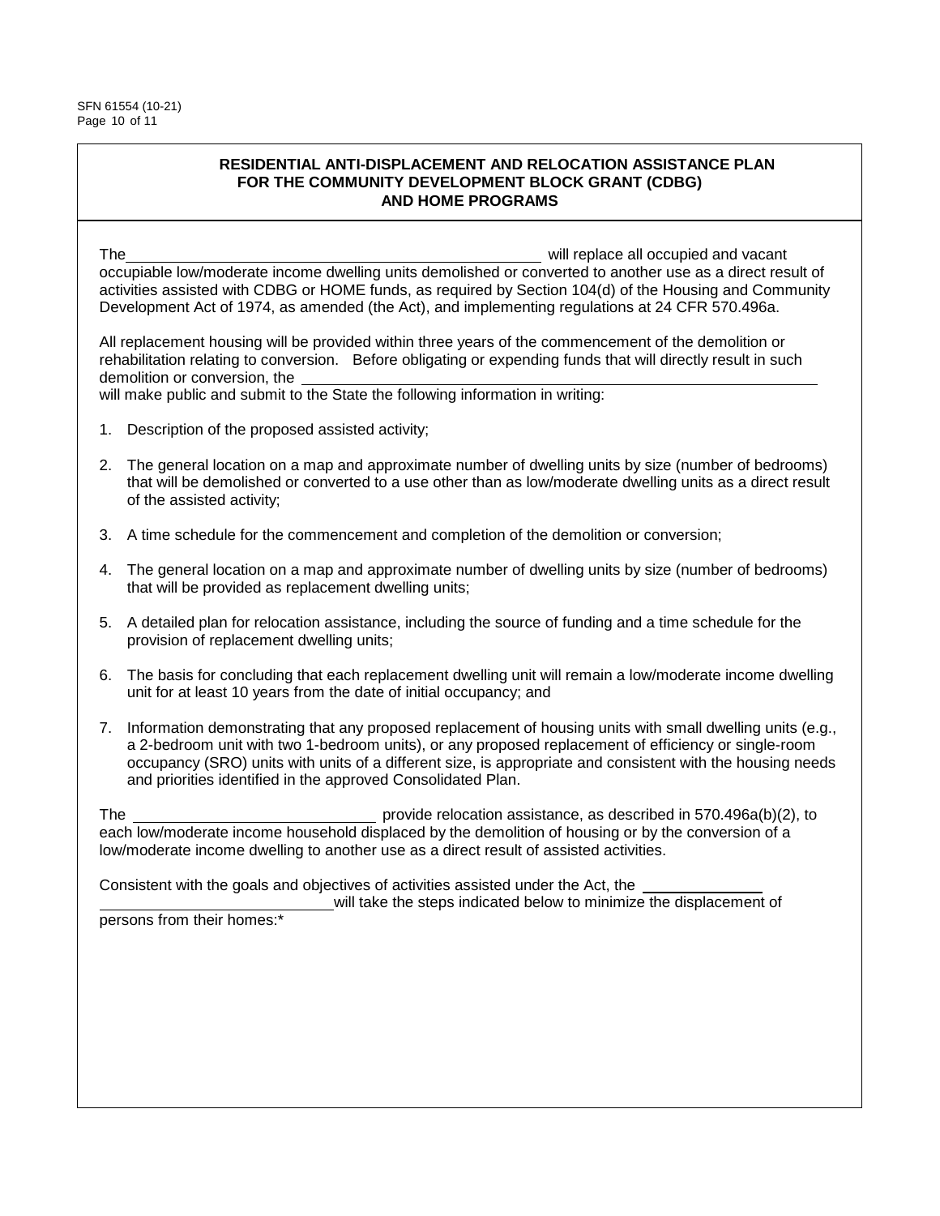## RESIDENTIAL ANTI-DISPLACEMENT AND RELOCATION ASSISTANCE PLAN FOR THE COMMUNITY DEVELOPMENT BLOCK GRANT (CDBG) AND HOME PROGRAMS

The ______________________________________________ will replace all occupied and vacant occupiable low/moderate income dwelling units demolished or converted to another use as a direct result of activities assisted with CDBG or HOME funds, as required by Section 104(d) of the Housing and Community Development Act of 1974, as amended (the Act), and implementing regulations at 24 CFR 570.496a.

All replacement housing will be provided within three years of the commencement of the demolition or rehabilitation relating to conversion. Before obligating or expending funds that will directly result in such demolition or conversion, the ____________________________________________________________ will make public and submit to the State the following information in writing:

1. Description of the proposed assisted activity;
2. The general location on a map and approximate number of dwelling units by size (number of bedrooms) that will be demolished or converted to a use other than as low/moderate dwelling units as a direct result of the assisted activity;
3. A time schedule for the commencement and completion of the demolition or conversion;
4. The general location on a map and approximate number of dwelling units by size (number of bedrooms) that will be provided as replacement dwelling units;
5. A detailed plan for relocation assistance, including the source of funding and a time schedule for the provision of replacement dwelling units;
6. The basis for concluding that each replacement dwelling unit will remain a low/moderate income dwelling unit for at least 10 years from the date of initial occupancy; and
7. Information demonstrating that any proposed replacement of housing units with small dwelling units (e.g., a 2-bedroom unit with two 1-bedroom units), or any proposed replacement of efficiency or single-room occupancy (SRO) units with units of a different size, is appropriate and consistent with the housing needs and priorities identified in the approved Consolidated Plan.

The ___________________________ provide relocation assistance, as described in 570.496a(b)(2), to each low/moderate income household displaced by the demolition of housing or by the conversion of a low/moderate income dwelling to another use as a direct result of assisted activities.

Consistent with the goals and objectives of activities assisted under the Act, the ______________ ___________________________ will take the steps indicated below to minimize the displacement of persons from their homes:*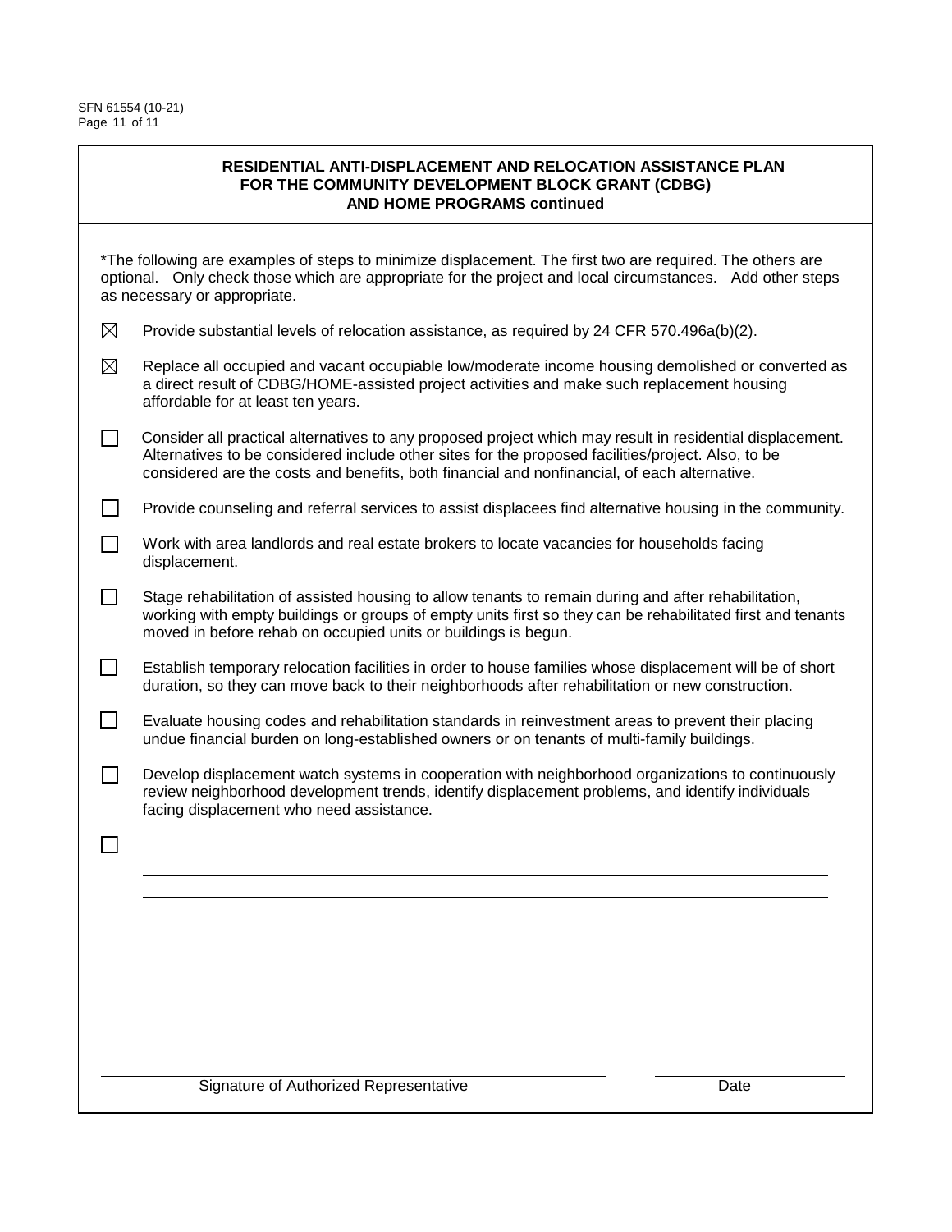## RESIDENTIAL ANTI-DISPLACEMENT AND RELOCATION ASSISTANCE PLAN FOR THE COMMUNITY DEVELOPMENT BLOCK GRANT (CDBG) AND HOME PROGRAMS continued

*The following are examples of steps to minimize displacement. The first two are required. The others are optional. Only check those which are appropriate for the project and local circumstances. Add other steps as necessary or appropriate.

- ☒ Provide substantial levels of relocation assistance, as required by 24 CFR 570.496a(b)(2).
- ☒ Replace all occupied and vacant occupiable low/moderate income housing demolished or converted as a direct result of CDBG/HOME-assisted project activities and make such replacement housing affordable for at least ten years.
- ☐ Consider all practical alternatives to any proposed project which may result in residential displacement. Alternatives to be considered include other sites for the proposed facilities/project. Also, to be considered are the costs and benefits, both financial and nonfinancial, of each alternative.
- ☐ Provide counseling and referral services to assist displacees find alternative housing in the community.
- ☐ Work with area landlords and real estate brokers to locate vacancies for households facing displacement.
- ☐ Stage rehabilitation of assisted housing to allow tenants to remain during and after rehabilitation, working with empty buildings or groups of empty units first so they can be rehabilitated first and tenants moved in before rehab on occupied units or buildings is begun.
- ☐ Establish temporary relocation facilities in order to house families whose displacement will be of short duration, so they can move back to their neighborhoods after rehabilitation or new construction.
- ☐ Evaluate housing codes and rehabilitation standards in reinvestment areas to prevent their placing undue financial burden on long-established owners or on tenants of multi-family buildings.
- ☐ Develop displacement watch systems in cooperation with neighborhood organizations to continuously review neighborhood development trends, identify displacement problems, and identify individuals facing displacement who need assistance.
- ☐ ______________________________

______________________________ Signature of Authorized Representative

______________ Date